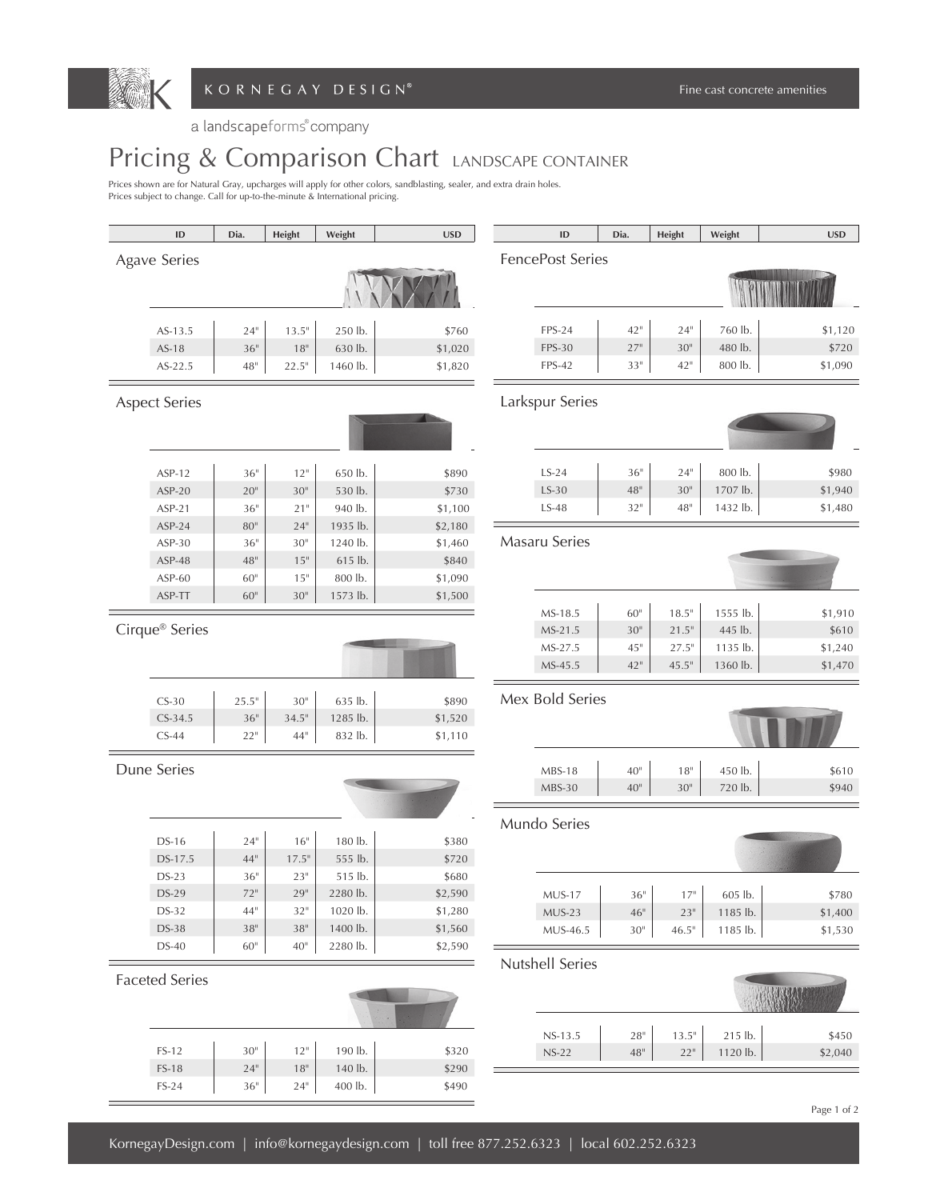KORNEGAY DESIGN®

Fine cast concrete amenities

a landscapeforms® company

# Pricing & Comparison Chart LANDSCAPE CONTAINER

Prices shown are for Natural Gray, upcharges will apply for other colors, sandblasting, sealer, and extra drain holes.
Prices subject to change. Call for up-to-the-minute & International pricing.

## Agave Series

| ID | Dia. | Height | Weight | USD |
|---|---|---|---|---|
| AS-13.5 | 24" | 13.5" | 250 lb. | $760 |
| AS-18 | 36" | 18" | 630 lb. | $1,020 |
| AS-22.5 | 48" | 22.5" | 1460 lb. | $1,820 |

## Aspect Series

| ID | Dia. | Height | Weight | USD |
|---|---|---|---|---|
| ASP-12 | 36" | 12" | 650 lb. | $890 |
| ASP-20 | 20" | 30" | 530 lb. | $730 |
| ASP-21 | 36" | 21" | 940 lb. | $1,100 |
| ASP-24 | 80" | 24" | 1935 lb. | $2,180 |
| ASP-30 | 36" | 30" | 1240 lb. | $1,460 |
| ASP-48 | 48" | 15" | 615 lb. | $840 |
| ASP-60 | 60" | 15" | 800 lb. | $1,090 |
| ASP-TT | 60" | 30" | 1573 lb. | $1,500 |

## Cirque® Series

| ID | Dia. | Height | Weight | USD |
|---|---|---|---|---|
| CS-30 | 25.5" | 30" | 635 lb. | $890 |
| CS-34.5 | 36" | 34.5" | 1285 lb. | $1,520 |
| CS-44 | 22" | 44" | 832 lb. | $1,110 |

## Dune Series

| ID | Dia. | Height | Weight | USD |
|---|---|---|---|---|
| DS-16 | 24" | 16" | 180 lb. | $380 |
| DS-17.5 | 44" | 17.5" | 555 lb. | $720 |
| DS-23 | 36" | 23" | 515 lb. | $680 |
| DS-29 | 72" | 29" | 2280 lb. | $2,590 |
| DS-32 | 44" | 32" | 1020 lb. | $1,280 |
| DS-38 | 38" | 38" | 1400 lb. | $1,560 |
| DS-40 | 60" | 40" | 2280 lb. | $2,590 |

## Faceted Series

| ID | Dia. | Height | Weight | USD |
|---|---|---|---|---|
| FS-12 | 30" | 12" | 190 lb. | $320 |
| FS-18 | 24" | 18" | 140 lb. | $290 |
| FS-24 | 36" | 24" | 400 lb. | $490 |

## FencePost Series

| ID | Dia. | Height | Weight | USD |
|---|---|---|---|---|
| FPS-24 | 42" | 24" | 760 lb. | $1,120 |
| FPS-30 | 27" | 30" | 480 lb. | $720 |
| FPS-42 | 33" | 42" | 800 lb. | $1,090 |

## Larkspur Series

| ID | Dia. | Height | Weight | USD |
|---|---|---|---|---|
| LS-24 | 36" | 24" | 800 lb. | $980 |
| LS-30 | 48" | 30" | 1707 lb. | $1,940 |
| LS-48 | 32" | 48" | 1432 lb. | $1,480 |

## Masaru Series

| ID | Dia. | Height | Weight | USD |
|---|---|---|---|---|
| MS-18.5 | 60" | 18.5" | 1555 lb. | $1,910 |
| MS-21.5 | 30" | 21.5" | 445 lb. | $610 |
| MS-27.5 | 45" | 27.5" | 1135 lb. | $1,240 |
| MS-45.5 | 42" | 45.5" | 1360 lb. | $1,470 |

## Mex Bold Series

| ID | Dia. | Height | Weight | USD |
|---|---|---|---|---|
| MBS-18 | 40" | 18" | 450 lb. | $610 |
| MBS-30 | 40" | 30" | 720 lb. | $940 |

## Mundo Series

| ID | Dia. | Height | Weight | USD |
|---|---|---|---|---|
| MUS-17 | 36" | 17" | 605 lb. | $780 |
| MUS-23 | 46" | 23" | 1185 lb. | $1,400 |
| MUS-46.5 | 30" | 46.5" | 1185 lb. | $1,530 |

## Nutshell Series

| ID | Dia. | Height | Weight | USD |
|---|---|---|---|---|
| NS-13.5 | 28" | 13.5" | 215 lb. | $450 |
| NS-22 | 48" | 22" | 1120 lb. | $2,040 |

KornegayDesign.com | info@kornegaydesign.com | toll free 877.252.6323 | local 602.252.6323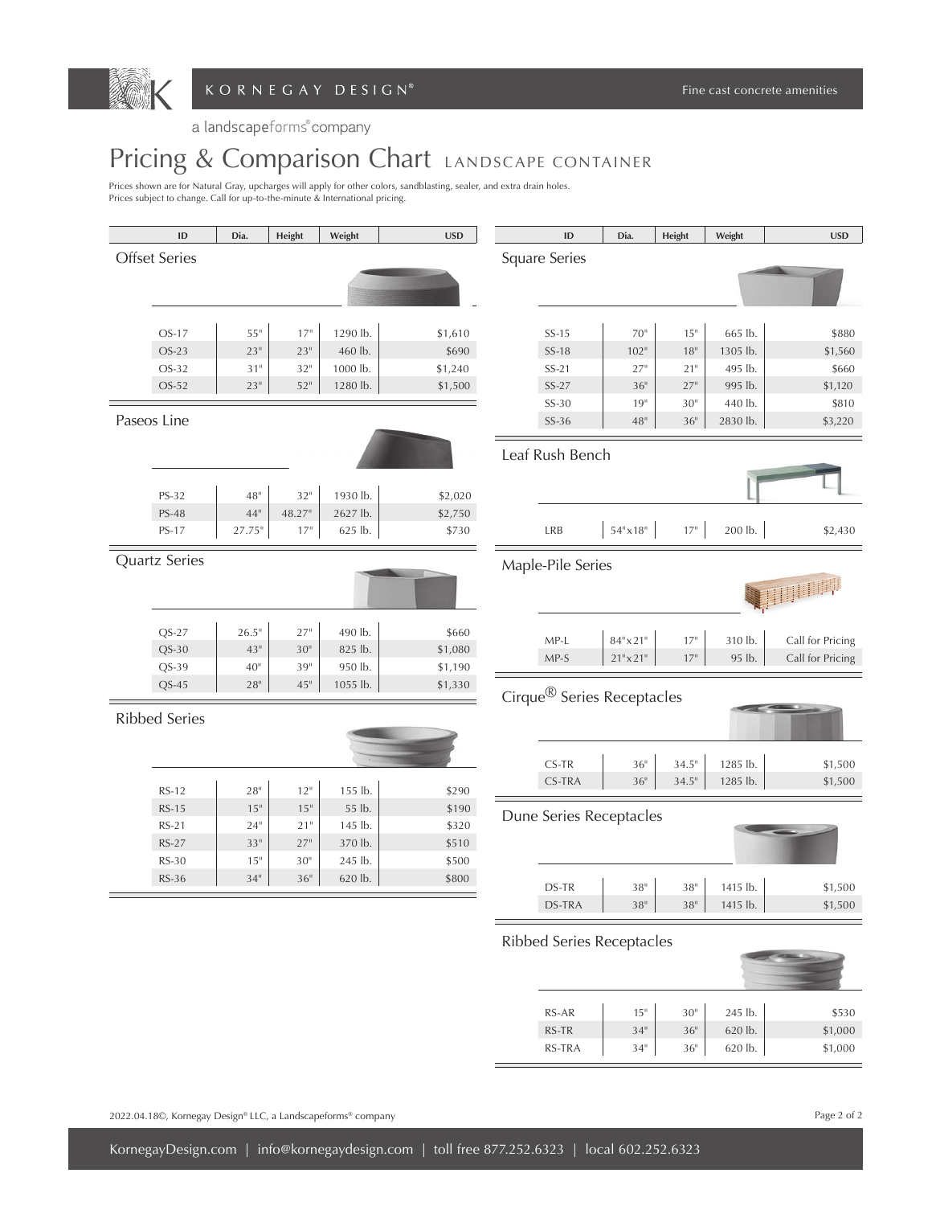KORNEGAY DESIGN® — Fine cast concrete amenities

a landscapeforms® company

# Pricing & Comparison Chart LANDSCAPE CONTAINER

Prices shown are for Natural Gray, upcharges will apply for other colors, sandblasting, sealer, and extra drain holes.
Prices subject to change. Call for up-to-the-minute & International pricing.

## Offset Series

| ID | Dia. | Height | Weight | USD |
|---|---|---|---|---|
| OS-17 | 55" | 17" | 1290 lb. | $1,610 |
| OS-23 | 23" | 23" | 460 lb. | $690 |
| OS-32 | 31" | 32" | 1000 lb. | $1,240 |
| OS-52 | 23" | 52" | 1280 lb. | $1,500 |

## Paseos Line

| ID | Dia. | Height | Weight | USD |
|---|---|---|---|---|
| PS-32 | 48" | 32" | 1930 lb. | $2,020 |
| PS-48 | 44" | 48.27" | 2627 lb. | $2,750 |
| PS-17 | 27.75" | 17" | 625 lb. | $730 |

## Quartz Series

| ID | Dia. | Height | Weight | USD |
|---|---|---|---|---|
| QS-27 | 26.5" | 27" | 490 lb. | $660 |
| QS-30 | 43" | 30" | 825 lb. | $1,080 |
| QS-39 | 40" | 39" | 950 lb. | $1,190 |
| QS-45 | 28" | 45" | 1055 lb. | $1,330 |

## Ribbed Series

| ID | Dia. | Height | Weight | USD |
|---|---|---|---|---|
| RS-12 | 28" | 12" | 155 lb. | $290 |
| RS-15 | 15" | 15" | 55 lb. | $190 |
| RS-21 | 24" | 21" | 145 lb. | $320 |
| RS-27 | 33" | 27" | 370 lb. | $510 |
| RS-30 | 15" | 30" | 245 lb. | $500 |
| RS-36 | 34" | 36" | 620 lb. | $800 |

## Square Series

| ID | Dia. | Height | Weight | USD |
|---|---|---|---|---|
| SS-15 | 70" | 15" | 665 lb. | $880 |
| SS-18 | 102" | 18" | 1305 lb. | $1,560 |
| SS-21 | 27" | 21" | 495 lb. | $660 |
| SS-27 | 36" | 27" | 995 lb. | $1,120 |
| SS-30 | 19" | 30" | 440 lb. | $810 |
| SS-36 | 48" | 36" | 2830 lb. | $3,220 |

## Leaf Rush Bench

| ID | Dia. | Height | Weight | USD |
|---|---|---|---|---|
| LRB | 54"x18" | 17" | 200 lb. | $2,430 |

## Maple-Pile Series

| ID | Dia. | Height | Weight | USD |
|---|---|---|---|---|
| MP-L | 84"x21" | 17" | 310 lb. | Call for Pricing |
| MP-S | 21"x21" | 17" | 95 lb. | Call for Pricing |

## Cirque® Series Receptacles

| ID | Dia. | Height | Weight | USD |
|---|---|---|---|---|
| CS-TR | 36" | 34.5" | 1285 lb. | $1,500 |
| CS-TRA | 36" | 34.5" | 1285 lb. | $1,500 |

## Dune Series Receptacles

| ID | Dia. | Height | Weight | USD |
|---|---|---|---|---|
| DS-TR | 38" | 38" | 1415 lb. | $1,500 |
| DS-TRA | 38" | 38" | 1415 lb. | $1,500 |

## Ribbed Series Receptacles

| ID | Dia. | Height | Weight | USD |
|---|---|---|---|---|
| RS-AR | 15" | 30" | 245 lb. | $530 |
| RS-TR | 34" | 36" | 620 lb. | $1,000 |
| RS-TRA | 34" | 36" | 620 lb. | $1,000 |

2022.04.18©, Kornegay Design® LLC, a Landscapeforms® company

KornegayDesign.com | info@kornegaydesign.com | toll free 877.252.6323 | local 602.252.6323